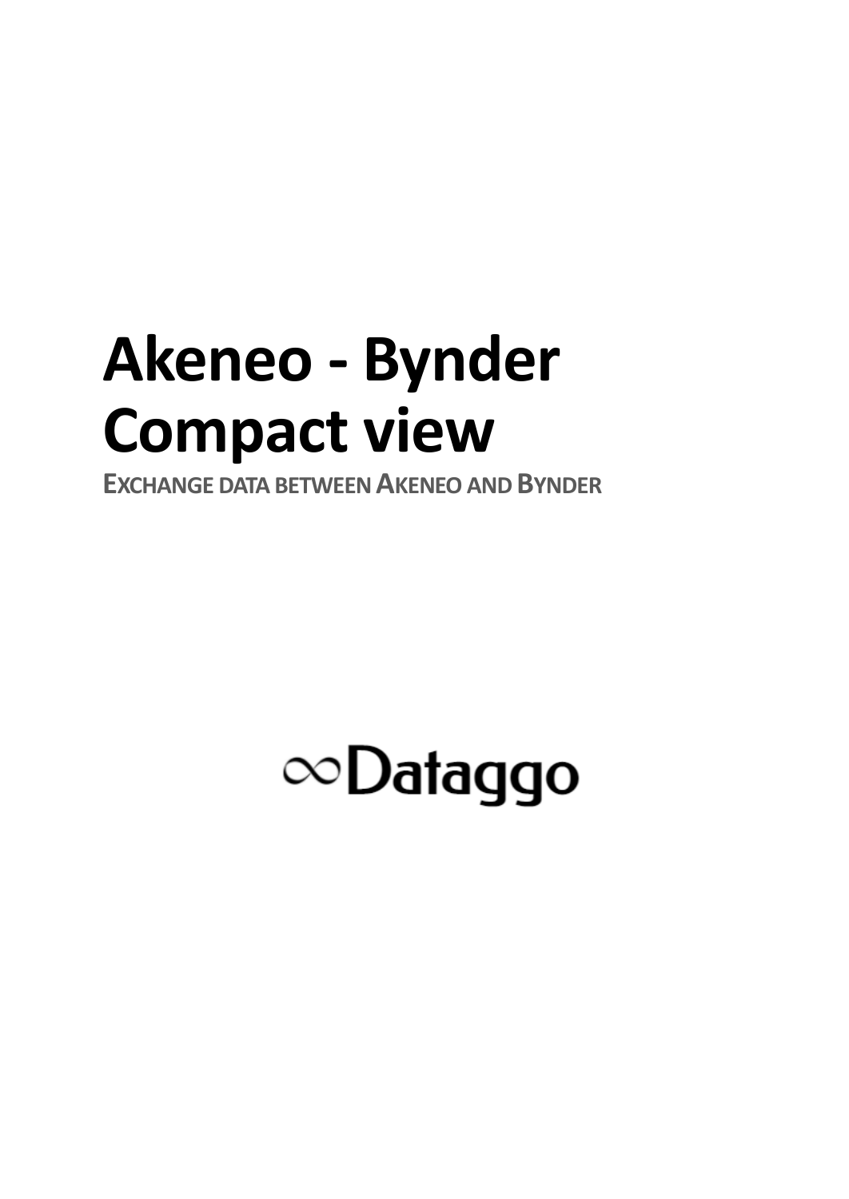# Akeneo - Bynder Compact view

EXCHANGE DATA BETWEEN AKENEO AND BYNDER

∞Dataggo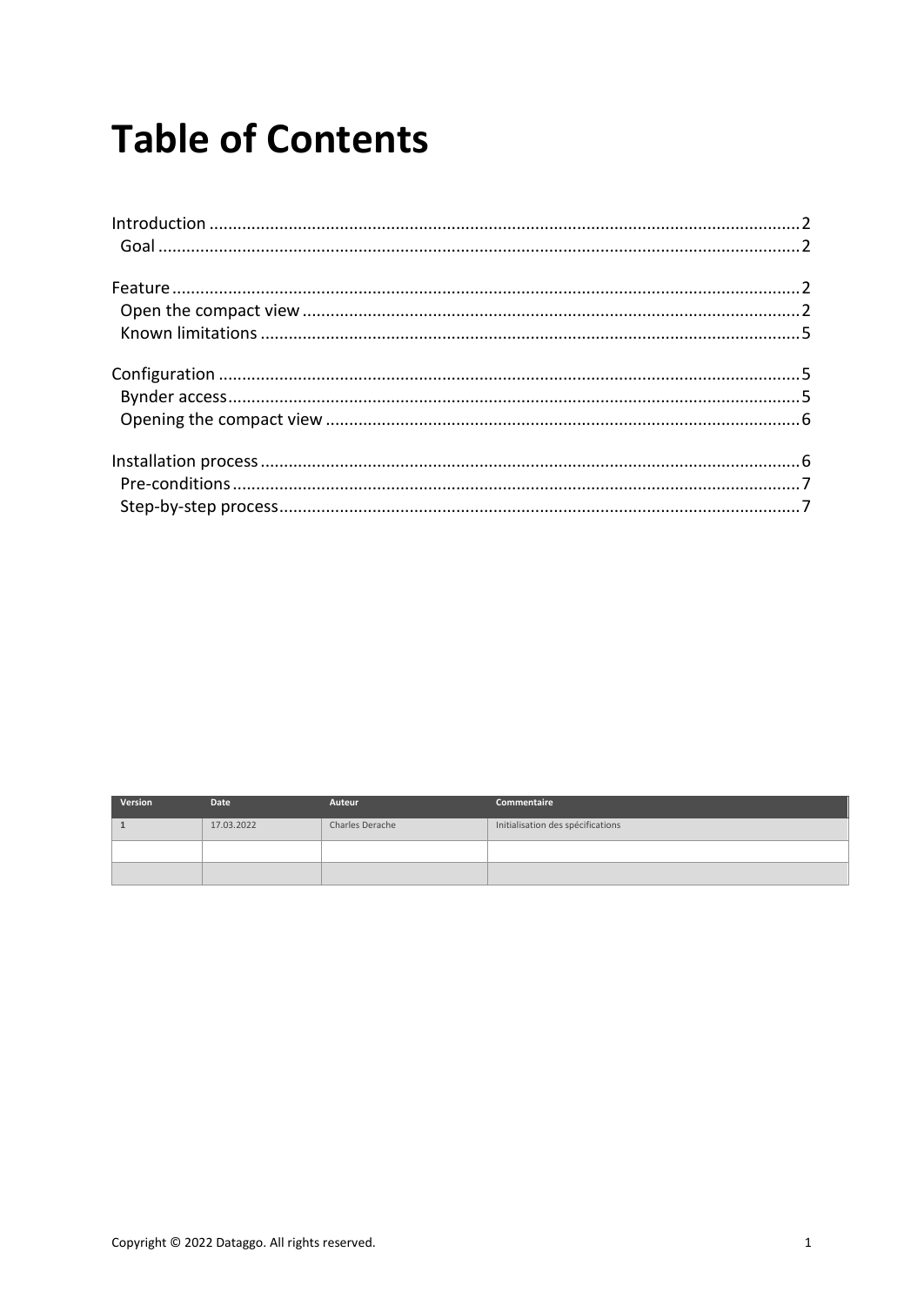# Table of Contents

Introduction ........................................................................................................................ 2
  Goal ................................................................................................................................ 2

Feature ................................................................................................................................ 2
  Open the compact view ................................................................................................. 2
  Known limitations .......................................................................................................... 5

Configuration ...................................................................................................................... 5
  Bynder access ................................................................................................................ 5
  Opening the compact view ............................................................................................ 6

Installation process ............................................................................................................. 6
  Pre-conditions ................................................................................................................ 7
  Step-by-step process ...................................................................................................... 7

| Version | Date | Auteur | Commentaire |
|---|---|---|---|
| 1 | 17.03.2022 | Charles Derache | Initialisation des spécifications |
| | | | |
| | | | |

Copyright © 2022 Dataggo. All rights reserved.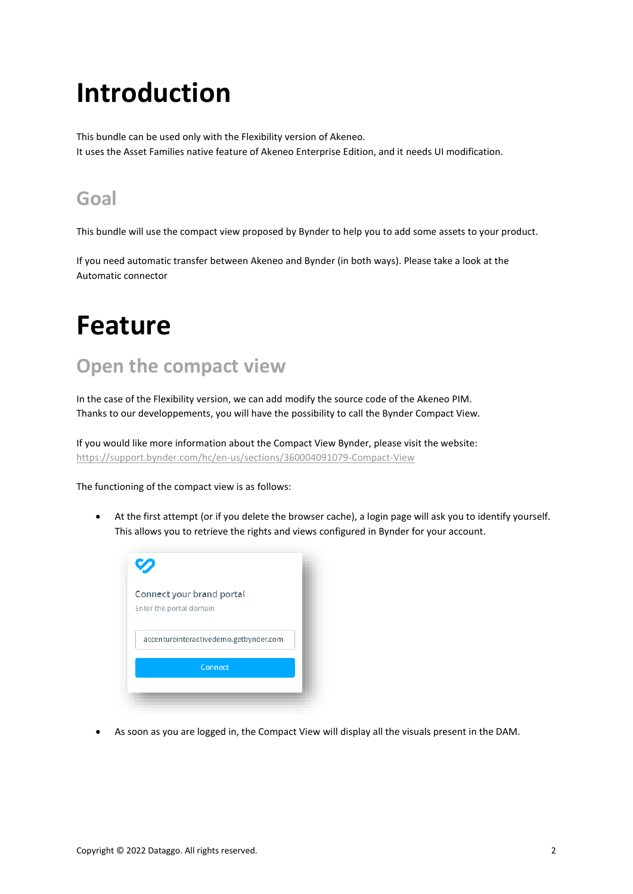# Introduction

This bundle can be used only with the Flexibility version of Akeneo.
It uses the Asset Families native feature of Akeneo Enterprise Edition, and it needs UI modification.

## Goal

This bundle will use the compact view proposed by Bynder to help you to add some assets to your product.

If you need automatic transfer between Akeneo and Bynder (in both ways). Please take a look at the Automatic connector

# Feature

## Open the compact view

In the case of the Flexibility version, we can add modify the source code of the Akeneo PIM.
Thanks to our developpements, you will have the possibility to call the Bynder Compact View.

If you would like more information about the Compact View Bynder, please visit the website:
https://support.bynder.com/hc/en-us/sections/360004091079-Compact-View

The functioning of the compact view is as follows:

- At the first attempt (or if you delete the browser cache), a login page will ask you to identify yourself. This allows you to retrieve the rights and views configured in Bynder for your account.

- As soon as you are logged in, the Compact View will display all the visuals present in the DAM.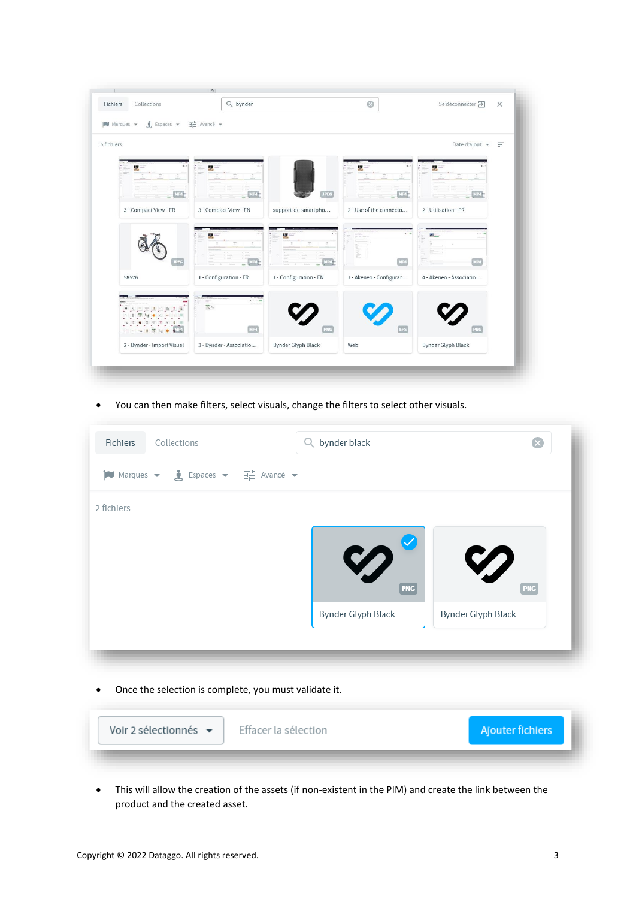- You can then make filters, select visuals, change the filters to select other visuals.

- Once the selection is complete, you must validate it.

- This will allow the creation of the assets (if non-existent in the PIM) and create the link between the product and the created asset.

Copyright © 2022 Dataggo. All rights reserved.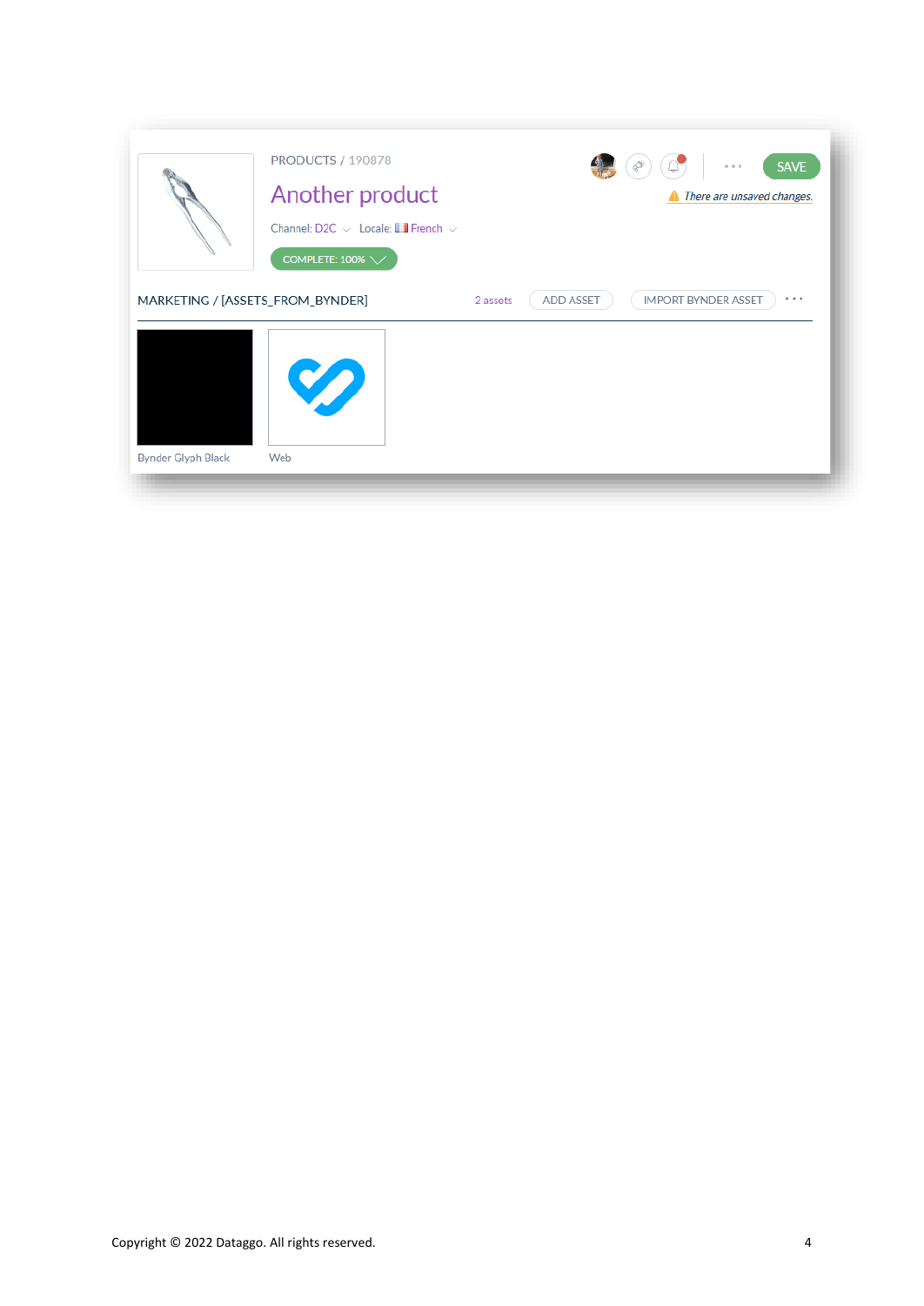PRODUCTS / 190878

Another product

Channel: D2C Locale: French

COMPLETE: 100%

SAVE

There are unsaved changes.

MARKETING / [ASSETS_FROM_BYNDER] 2 assets ADD ASSET IMPORT BYNDER ASSET

Bynder Glyph Black

Web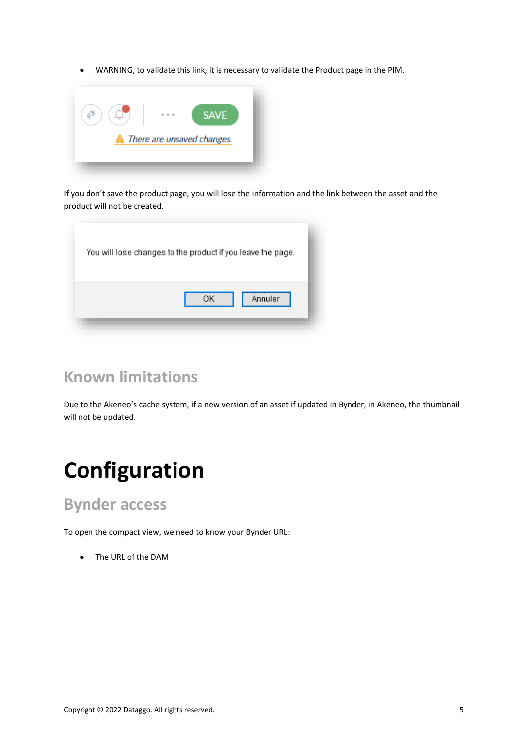- WARNING, to validate this link, it is necessary to validate the Product page in the PIM.

If you don't save the product page, you will lose the information and the link between the asset and the product will not be created.

## Known limitations

Due to the Akeneo's cache system, if a new version of an asset if updated in Bynder, in Akeneo, the thumbnail will not be updated.

# Configuration

## Bynder access

To open the compact view, we need to know your Bynder URL:

- The URL of the DAM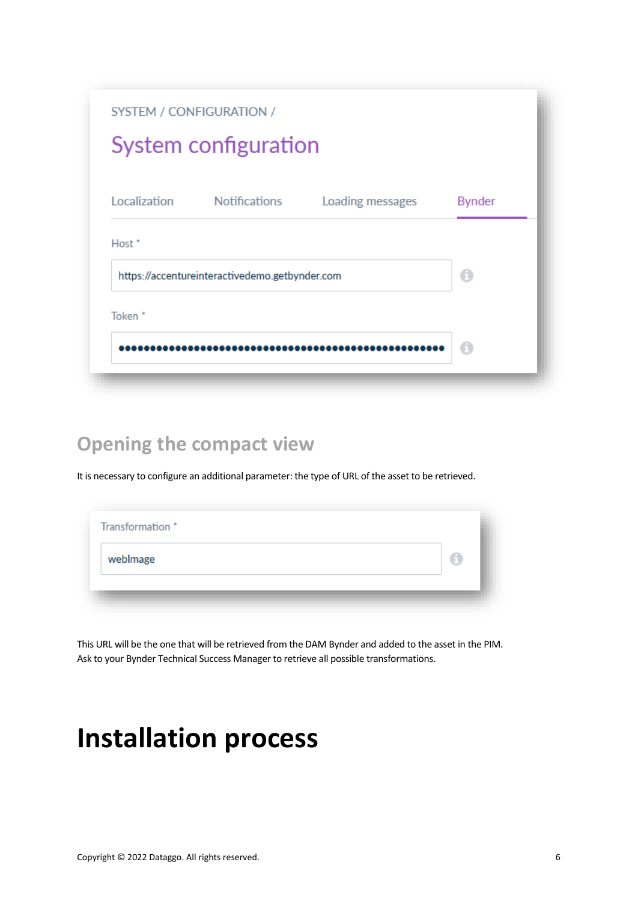SYSTEM / CONFIGURATION /

System configuration

Localization | Notifications | Loading messages | Bynder

Host *

https://accentureinteractivedemo.getbynder.com

Token *

●●●●●●●●●●●●●●●●●●●●●●●●●●●●●●●●●●●●●●●●●●●●●●●●●●●●

## Opening the compact view

It is necessary to configure an additional parameter: the type of URL of the asset to be retrieved.

Transformation *

webImage

This URL will be the one that will be retrieved from the DAM Bynder and added to the asset in the PIM. Ask to your Bynder Technical Success Manager to retrieve all possible transformations.

# Installation process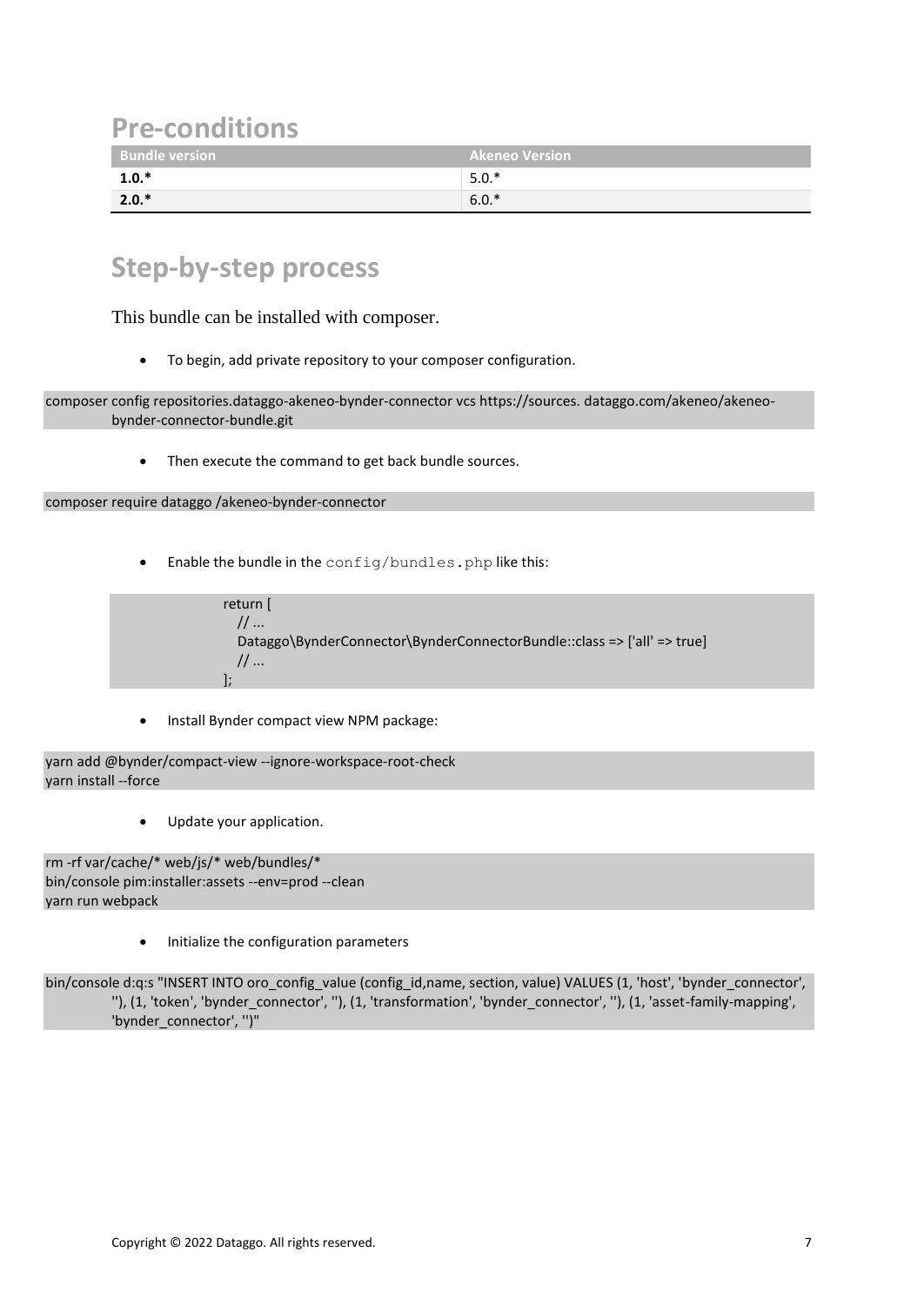## Pre-conditions

| Bundle version | Akeneo Version |
| --- | --- |
| **1.0.*** | 5.0.* |
| **2.0.*** | 6.0.* |

## Step-by-step process

This bundle can be installed with composer.

- To begin, add private repository to your composer configuration.

```
composer config repositories.dataggo-akeneo-bynder-connector vcs https://sources. dataggo.com/akeneo/akeneo-bynder-connector-bundle.git
```

- Then execute the command to get back bundle sources.

```
composer require dataggo /akeneo-bynder-connector
```

- Enable the bundle in the `config/bundles.php` like this:

```
return [
    // ...
    Dataggo\BynderConnector\BynderConnectorBundle::class => ['all' => true]
    // ...
];
```

- Install Bynder compact view NPM package:

```
yarn add @bynder/compact-view --ignore-workspace-root-check
yarn install --force
```

- Update your application.

```
rm -rf var/cache/* web/js/* web/bundles/*
bin/console pim:installer:assets --env=prod --clean
yarn run webpack
```

- Initialize the configuration parameters

```
bin/console d:q:s "INSERT INTO oro_config_value (config_id,name, section, value) VALUES (1, 'host', 'bynder_connector', ''), (1, 'token', 'bynder_connector', ''), (1, 'transformation', 'bynder_connector', ''), (1, 'asset-family-mapping', 'bynder_connector', '')"
```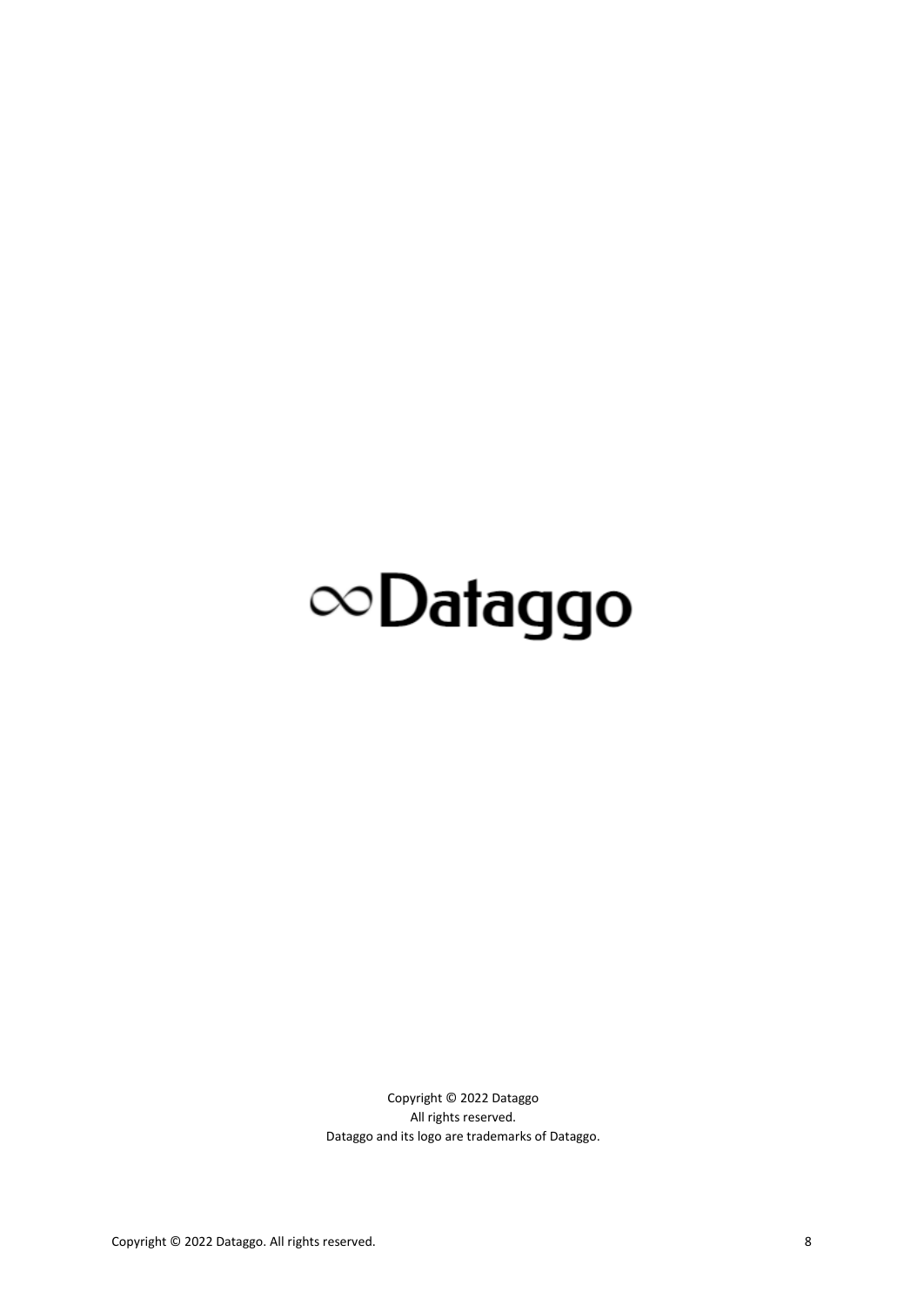∞Dataggo

Copyright © 2022 Dataggo
All rights reserved.
Dataggo and its logo are trademarks of Dataggo.